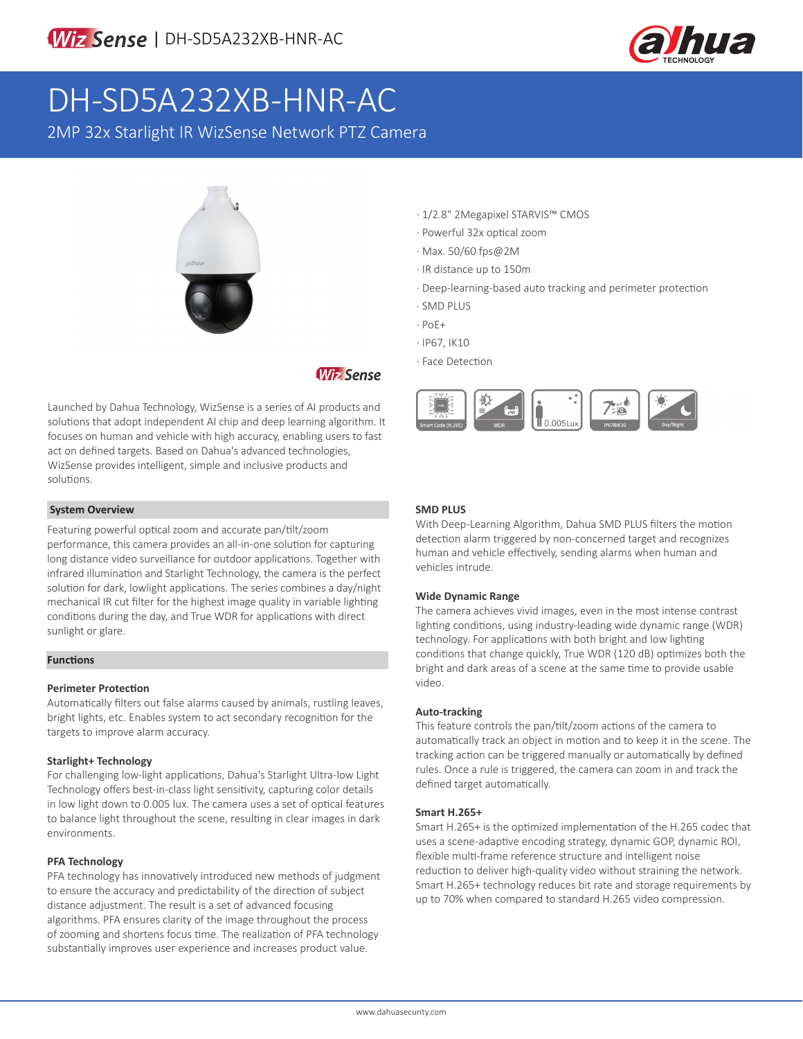WizSense | DH-SD5A232XB-HNR-AC

# DH-SD5A232XB-HNR-AC

2MP 32x Starlight IR WizSense Network PTZ Camera

- 1/2.8" 2Megapixel STARVIS™ CMOS
- Powerful 32x optical zoom
- Max. 50/60 fps@2M
- IR distance up to 150m
- Deep-learning-based auto tracking and perimeter protection
- SMD PLUS
- PoE+
- IP67, IK10
- Face Detection

Smart Code (H.265) | WDR | 0.005Lux | IP67&IK10 | Day/Night

Launched by Dahua Technology, WizSense is a series of AI products and solutions that adopt independent AI chip and deep learning algorithm. It focuses on human and vehicle with high accuracy, enabling users to fast act on defined targets. Based on Dahua's advanced technologies, WizSense provides intelligent, simple and inclusive products and solutions.

## System Overview

Featuring powerful optical zoom and accurate pan/tilt/zoom performance, this camera provides an all-in-one solution for capturing long distance video surveillance for outdoor applications. Together with infrared illumination and Starlight Technology, the camera is the perfect solution for dark, lowlight applications. The series combines a day/night mechanical IR cut filter for the highest image quality in variable lighting conditions during the day, and True WDR for applications with direct sunlight or glare.

## Functions

### Perimeter Protection

Automatically filters out false alarms caused by animals, rustling leaves, bright lights, etc. Enables system to act secondary recognition for the targets to improve alarm accuracy.

### Starlight+ Technology

For challenging low-light applications, Dahua's Starlight Ultra-low Light Technology offers best-in-class light sensitivity, capturing color details in low light down to 0.005 lux. The camera uses a set of optical features to balance light throughout the scene, resulting in clear images in dark environments.

### PFA Technology

PFA technology has innovatively introduced new methods of judgment to ensure the accuracy and predictability of the direction of subject distance adjustment. The result is a set of advanced focusing algorithms. PFA ensures clarity of the image throughout the process of zooming and shortens focus time. The realization of PFA technology substantially improves user experience and increases product value.

### SMD PLUS

With Deep-Learning Algorithm, Dahua SMD PLUS filters the motion detection alarm triggered by non-concerned target and recognizes human and vehicle effectively, sending alarms when human and vehicles intrude.

### Wide Dynamic Range

The camera achieves vivid images, even in the most intense contrast lighting conditions, using industry-leading wide dynamic range (WDR) technology. For applications with both bright and low lighting conditions that change quickly, True WDR (120 dB) optimizes both the bright and dark areas of a scene at the same time to provide usable video.

### Auto-tracking

This feature controls the pan/tilt/zoom actions of the camera to automatically track an object in motion and to keep it in the scene. The tracking action can be triggered manually or automatically by defined rules. Once a rule is triggered, the camera can zoom in and track the defined target automatically.

### Smart H.265+

Smart H.265+ is the optimized implementation of the H.265 codec that uses a scene-adaptive encoding strategy, dynamic GOP, dynamic ROI, flexible multi-frame reference structure and intelligent noise reduction to deliver high-quality video without straining the network. Smart H.265+ technology reduces bit rate and storage requirements by up to 70% when compared to standard H.265 video compression.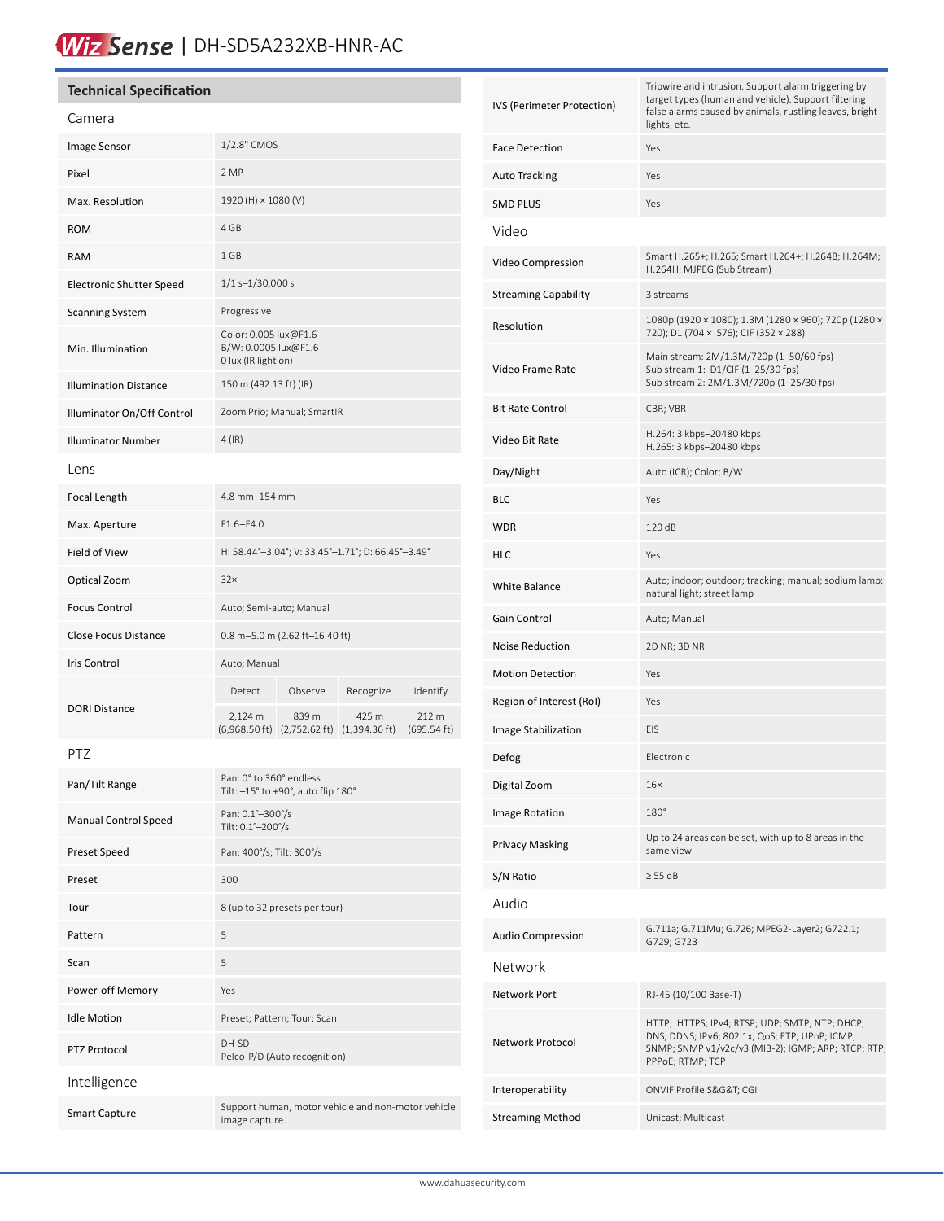# WizSense | DH-SD5A232XB-HNR-AC

## Technical Specification

### Camera

| | |
|---|---|
| Image Sensor | 1/2.8" CMOS |
| Pixel | 2 MP |
| Max. Resolution | 1920 (H) × 1080 (V) |
| ROM | 4 GB |
| RAM | 1 GB |
| Electronic Shutter Speed | 1/1 s–1/30,000 s |
| Scanning System | Progressive |
| Min. Illumination | Color: 0.005 lux@F1.6<br>B/W: 0.0005 lux@F1.6<br>0 lux (IR light on) |
| Illumination Distance | 150 m (492.13 ft) (IR) |
| Illuminator On/Off Control | Zoom Prio; Manual; SmartIR |
| Illuminator Number | 4 (IR) |

### Lens

| | | | | |
|---|---|---|---|---|
| Focal Length | 4.8 mm–154 mm | | | |
| Max. Aperture | F1.6–F4.0 | | | |
| Field of View | H: 58.44°–3.04°; V: 33.45°–1.71°; D: 66.45°–3.49° | | | |
| Optical Zoom | 32× | | | |
| Focus Control | Auto; Semi-auto; Manual | | | |
| Close Focus Distance | 0.8 m–5.0 m (2.62 ft–16.40 ft) | | | |
| Iris Control | Auto; Manual | | | |
| DORI Distance | Detect | Observe | Recognize | Identify |
| | 2,124 m (6,968.50 ft) | 839 m (2,752.62 ft) | 425 m (1,394.36 ft) | 212 m (695.54 ft) |

### PTZ

| | |
|---|---|
| Pan/Tilt Range | Pan: 0° to 360° endless<br>Tilt: –15° to +90°, auto flip 180° |
| Manual Control Speed | Pan: 0.1°–300°/s<br>Tilt: 0.1°–200°/s |
| Preset Speed | Pan: 400°/s; Tilt: 300°/s |
| Preset | 300 |
| Tour | 8 (up to 32 presets per tour) |
| Pattern | 5 |
| Scan | 5 |
| Power-off Memory | Yes |
| Idle Motion | Preset; Pattern; Tour; Scan |
| PTZ Protocol | DH-SD<br>Pelco-P/D (Auto recognition) |

### Intelligence

| | |
|---|---|
| Smart Capture | Support human, motor vehicle and non-motor vehicle image capture. |
| IVS (Perimeter Protection) | Tripwire and intrusion. Support alarm triggering by target types (human and vehicle). Support filtering false alarms caused by animals, rustling leaves, bright lights, etc. |
| Face Detection | Yes |
| Auto Tracking | Yes |
| SMD PLUS | Yes |

### Video

| | |
|---|---|
| Video Compression | Smart H.265+; H.265; Smart H.264+; H.264B; H.264M; H.264H; MJPEG (Sub Stream) |
| Streaming Capability | 3 streams |
| Resolution | 1080p (1920 × 1080); 1.3M (1280 × 960); 720p (1280 × 720); D1 (704 × 576); CIF (352 × 288) |
| Video Frame Rate | Main stream: 2M/1.3M/720p (1–50/60 fps)<br>Sub stream 1: D1/CIF (1–25/30 fps)<br>Sub stream 2: 2M/1.3M/720p (1–25/30 fps) |
| Bit Rate Control | CBR; VBR |
| Video Bit Rate | H.264: 3 kbps–20480 kbps<br>H.265: 3 kbps–20480 kbps |
| Day/Night | Auto (ICR); Color; B/W |
| BLC | Yes |
| WDR | 120 dB |
| HLC | Yes |
| White Balance | Auto; indoor; outdoor; tracking; manual; sodium lamp; natural light; street lamp |
| Gain Control | Auto; Manual |
| Noise Reduction | 2D NR; 3D NR |
| Motion Detection | Yes |
| Region of Interest (RoI) | Yes |
| Image Stabilization | EIS |
| Defog | Electronic |
| Digital Zoom | 16× |
| Image Rotation | 180° |
| Privacy Masking | Up to 24 areas can be set, with up to 8 areas in the same view |
| S/N Ratio | ≥ 55 dB |

### Audio

| | |
|---|---|
| Audio Compression | G.711a; G.711Mu; G.726; MPEG2-Layer2; G722.1; G729; G723 |

### Network

| | |
|---|---|
| Network Port | RJ-45 (10/100 Base-T) |
| Network Protocol | HTTP; HTTPS; IPv4; RTSP; UDP; SMTP; NTP; DHCP; DNS; DDNS; IPv6; 802.1x; QoS; FTP; UPnP; ICMP; SNMP; SNMP v1/v2c/v3 (MIB-2); IGMP; ARP; RTCP; RTP; PPPoE; RTMP; TCP |
| Interoperability | ONVIF Profile S&G&T; CGI |
| Streaming Method | Unicast; Multicast |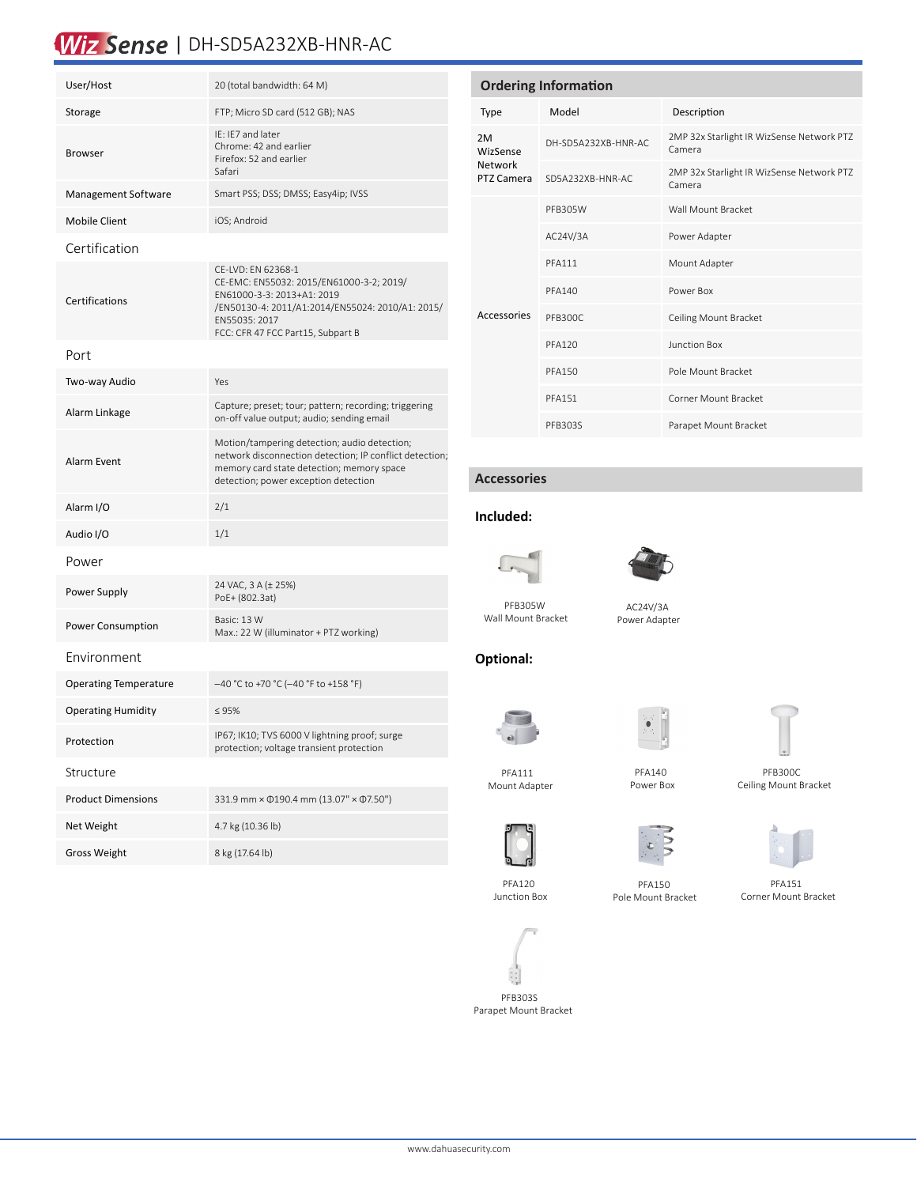# WizSense | DH-SD5A232XB-HNR-AC

| | |
|---|---|
| User/Host | 20 (total bandwidth: 64 M) |
| Storage | FTP; Micro SD card (512 GB); NAS |
| Browser | IE: IE7 and later<br>Chrome: 42 and earlier<br>Firefox: 52 and earlier<br>Safari |
| Management Software | Smart PSS; DSS; DMSS; Easy4ip; IVSS |
| Mobile Client | iOS; Android |

## Certification

| | |
|---|---|
| Certifications | CE-LVD: EN 62368-1<br>CE-EMC: EN55032: 2015/EN61000-3-2; 2019/ EN61000-3-3: 2013+A1: 2019 /EN50130-4: 2011/A1:2014/EN55024: 2010/A1: 2015/ EN55035: 2017<br>FCC: CFR 47 FCC Part15, Subpart B |

## Port

| | |
|---|---|
| Two-way Audio | Yes |
| Alarm Linkage | Capture; preset; tour; pattern; recording; triggering on-off value output; audio; sending email |
| Alarm Event | Motion/tampering detection; audio detection; network disconnection detection; IP conflict detection; memory card state detection; memory space detection; power exception detection |
| Alarm I/O | 2/1 |
| Audio I/O | 1/1 |

## Power

| | |
|---|---|
| Power Supply | 24 VAC, 3 A (± 25%)<br>PoE+ (802.3at) |
| Power Consumption | Basic: 13 W<br>Max.: 22 W (illuminator + PTZ working) |

## Environment

| | |
|---|---|
| Operating Temperature | –40 °C to +70 °C (–40 °F to +158 °F) |
| Operating Humidity | ≤ 95% |
| Protection | IP67; IK10; TVS 6000 V lightning proof; surge protection; voltage transient protection |

## Structure

| | |
|---|---|
| Product Dimensions | 331.9 mm × Φ190.4 mm (13.07" × Φ7.50") |
| Net Weight | 4.7 kg (10.36 lb) |
| Gross Weight | 8 kg (17.64 lb) |

## Ordering Information

| Type | Model | Description |
|---|---|---|
| 2M WizSense Network PTZ Camera | DH-SD5A232XB-HNR-AC | 2MP 32x Starlight IR WizSense Network PTZ Camera |
| | SD5A232XB-HNR-AC | 2MP 32x Starlight IR WizSense Network PTZ Camera |
| Accessories | PFB305W | Wall Mount Bracket |
| | AC24V/3A | Power Adapter |
| | PFA111 | Mount Adapter |
| | PFA140 | Power Box |
| | PFB300C | Ceiling Mount Bracket |
| | PFA120 | Junction Box |
| | PFA150 | Pole Mount Bracket |
| | PFA151 | Corner Mount Bracket |
| | PFB303S | Parapet Mount Bracket |

## Accessories

### Included:

PFB305W
Wall Mount Bracket

AC24V/3A
Power Adapter

### Optional:

PFA111
Mount Adapter

PFA140
Power Box

PFB300C
Ceiling Mount Bracket

PFA120
Junction Box

PFA150
Pole Mount Bracket

PFA151
Corner Mount Bracket

PFB303S
Parapet Mount Bracket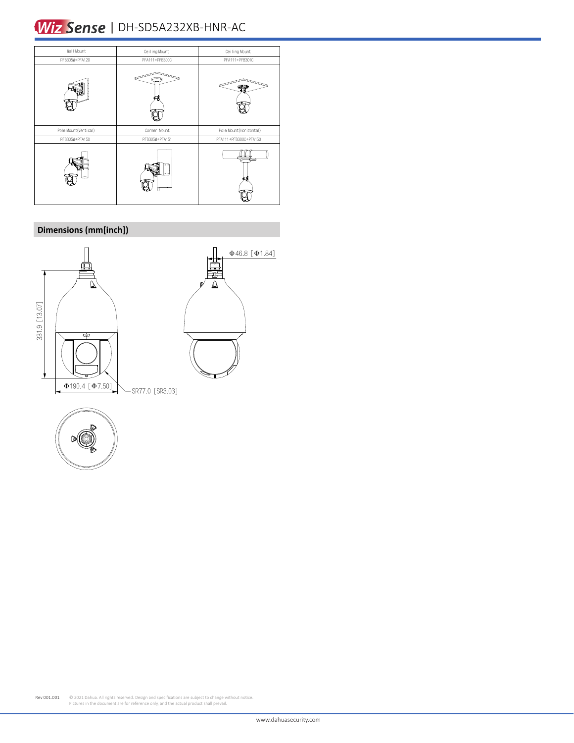| Wall Mount | Ceiling Mount | Ceiling Mount |
|---|---|---|
| PFB305W+PFA120 | PFA111+PFB300C | PFA111+PFB301C |
| | | |
| Pole Mount(Vertical) | Corner Mount | Pole Mount(Horizontal) |
| PFB305W+PFA150 | PFB305W+PFA151 | PFA111+PFB300C+PFA150 |
| | | |

## Dimensions (mm[inch])

331.9 [13.07]

Φ190.4 [Φ7.50]

SR77.0 [SR3.03]

Φ46.8 [Φ1.84]

Rev 001.001 © 2021 Dahua. All rights reserved. Design and specifications are subject to change without notice.
Pictures in the document are for reference only, and the actual product shall prevail.

www.dahuasecurity.com